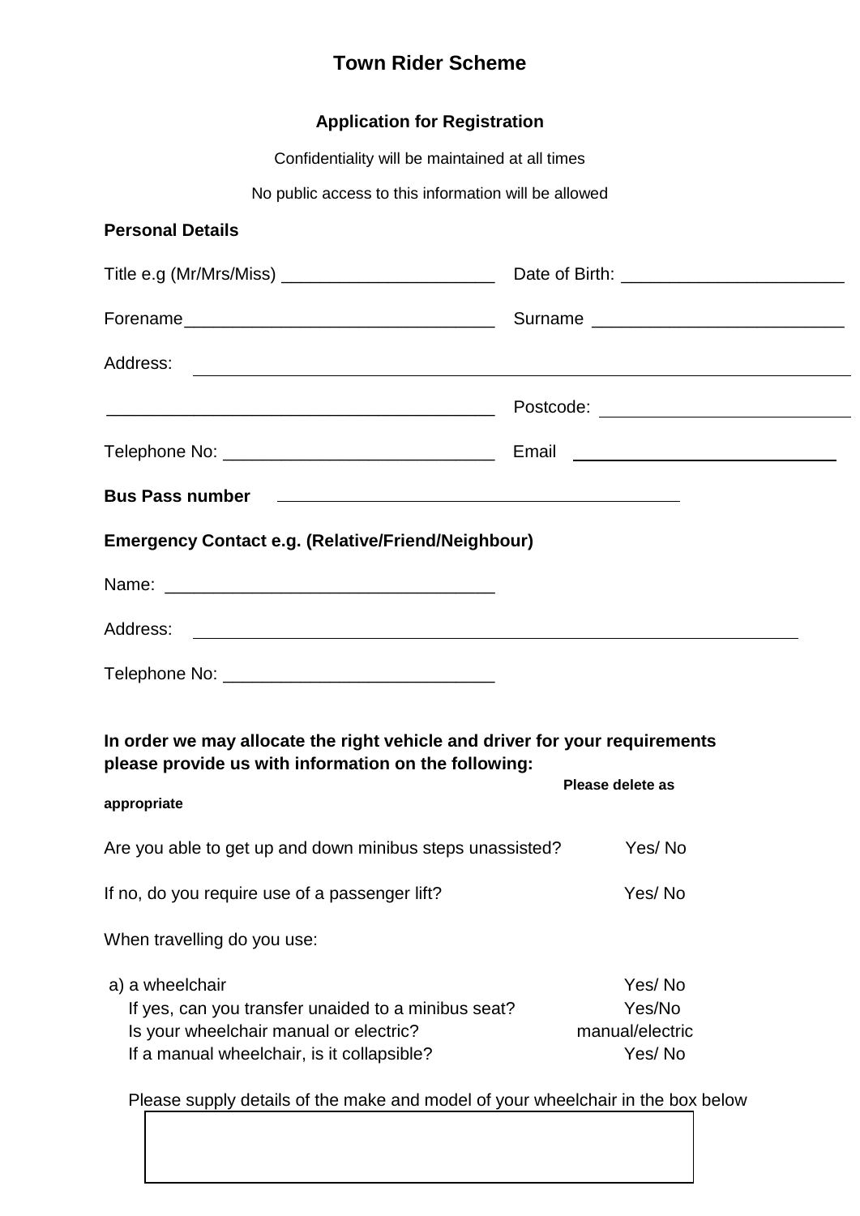# Town Rider Scheme

## Application for Registration

Confidentiality will be maintained at all times

No public access to this information will be allowed

**Personal Details**

Title e.g (Mr/Mrs/Miss) ______________________ Date of Birth: ______________________

Forename________________________________ Surname ________________________

Address: ____________________________________________________________

________________________________________ Postcode: ________________________

Telephone No: ____________________________ Email ________________________

**Bus Pass number** ________________________________________

**Emergency Contact e.g. (Relative/Friend/Neighbour)**

Name: __________________________________

Address: ____________________________________________________________

Telephone No: ____________________________

**In order we may allocate the right vehicle and driver for your requirements please provide us with information on the following:**

**Please delete as appropriate**

Are you able to get up and down minibus steps unassisted? Yes/ No

If no, do you require use of a passenger lift? Yes/ No

When travelling do you use:

a) a wheelchair Yes/ No

If yes, can you transfer unaided to a minibus seat? Yes/No

Is your wheelchair manual or electric? manual/electric

If a manual wheelchair, is it collapsible? Yes/ No

Please supply details of the make and model of your wheelchair in the box below

| |
|---|
| |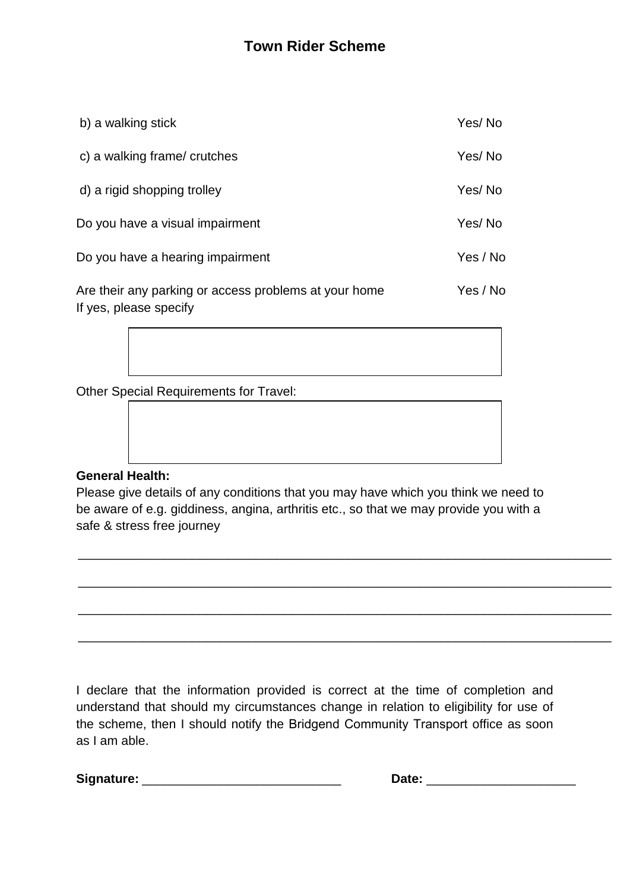# Town Rider Scheme

| | |
|---|---|
| b) a walking stick | Yes/ No |
| c) a walking frame/ crutches | Yes/ No |
| d) a rigid shopping trolley | Yes/ No |
| Do you have a visual impairment | Yes/ No |
| Do you have a hearing impairment | Yes / No |
| Are their any parking or access problems at your home<br>If yes, please specify | Yes / No |

Other Special Requirements for Travel:

**General Health:**

Please give details of any conditions that you may have which you think we need to be aware of e.g. giddiness, angina, arthritis etc., so that we may provide you with a safe & stress free journey

_____________________________________________________________________________

_____________________________________________________________________________

_____________________________________________________________________________

_____________________________________________________________________________

I declare that the information provided is correct at the time of completion and understand that should my circumstances change in relation to eligibility for use of the scheme, then I should notify the Bridgend Community Transport office as soon as I am able.

**Signature:** ____________________________ **Date:** _____________________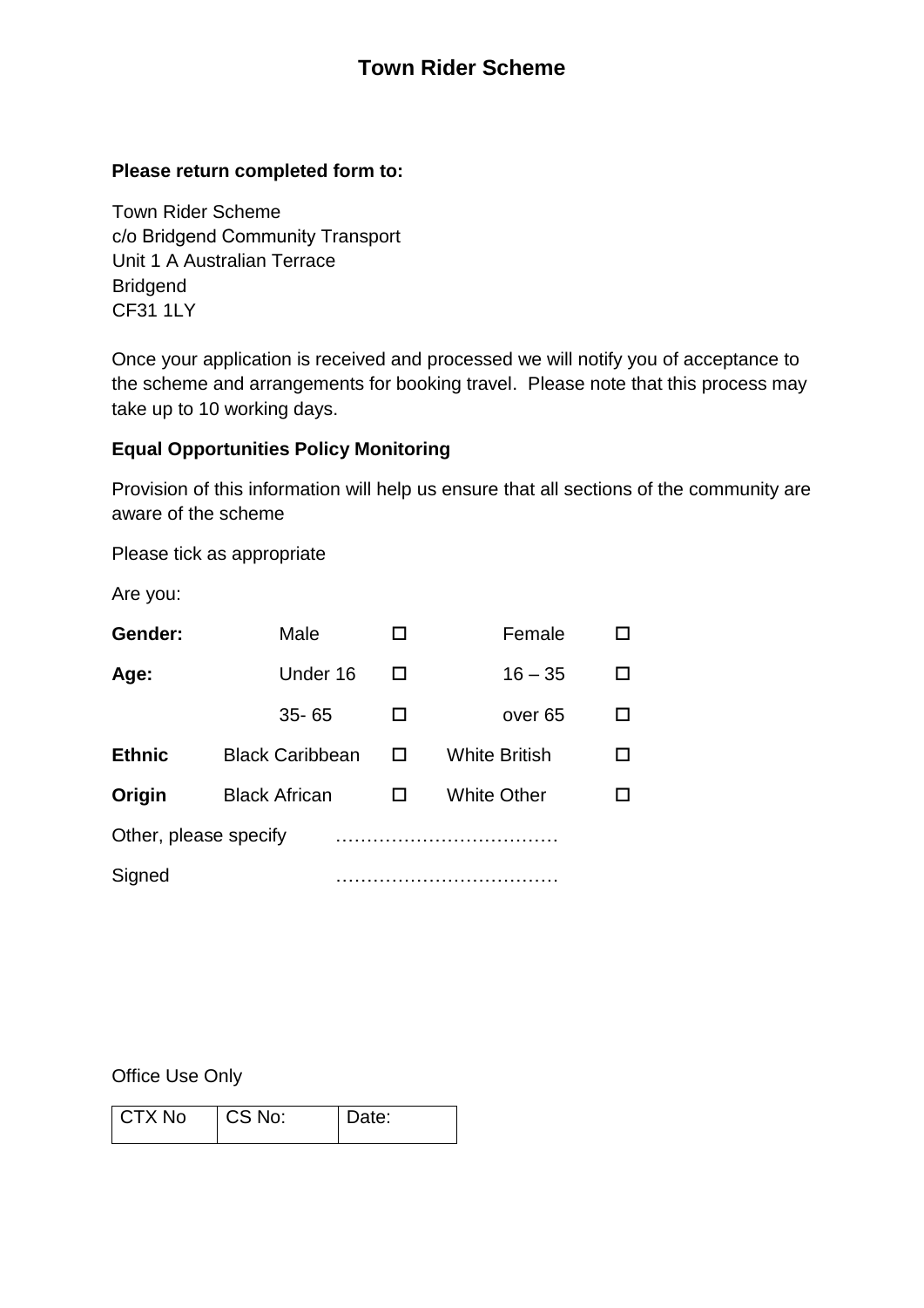# Town Rider Scheme

**Please return completed form to:**

Town Rider Scheme
c/o Bridgend Community Transport
Unit 1 A Australian Terrace
Bridgend
CF31 1LY

Once your application is received and processed we will notify you of acceptance to the scheme and arrangements for booking travel. Please note that this process may take up to 10 working days.

**Equal Opportunities Policy Monitoring**

Provision of this information will help us ensure that all sections of the community are aware of the scheme

Please tick as appropriate

Are you:

| | | | | |
|---|---|---|---|---|
| **Gender:** | Male | ☐ | Female | ☐ |
| **Age:** | Under 16 | ☐ | 16 – 35 | ☐ |
| | 35- 65 | ☐ | over 65 | ☐ |
| **Ethnic** | Black Caribbean | ☐ | White British | ☐ |
| **Origin** | Black African | ☐ | White Other | ☐ |

Other, please specify ………………………………

Signed ………………………………

Office Use Only

| CTX No | CS No: | Date: |
|---|---|---|
| | | |